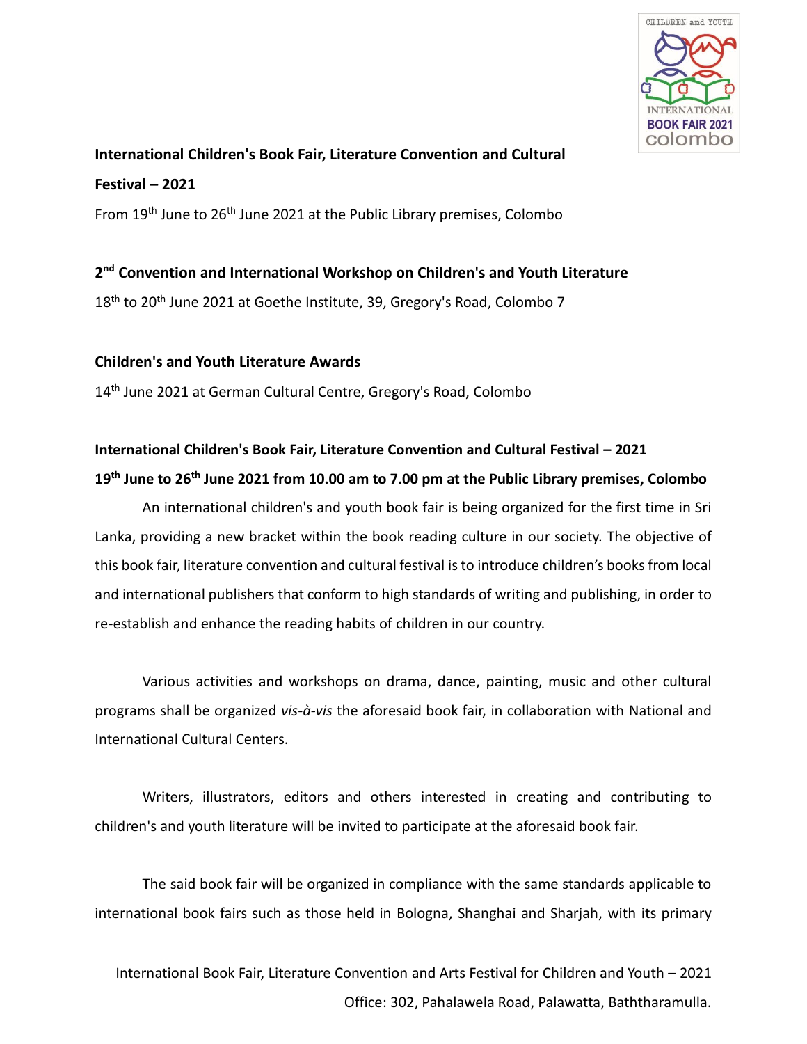**International Children's Book Fair, Literature Convention and Cultural Festival – 2021**

From 19th June to 26th June 2021 at the Public Library premises, Colombo

**2nd Convention and International Workshop on Children's and Youth Literature**

18th to 20th June 2021 at Goethe Institute, 39, Gregory's Road, Colombo 7

**Children's and Youth Literature Awards**

14th June 2021 at German Cultural Centre, Gregory's Road, Colombo

**International Children's Book Fair, Literature Convention and Cultural Festival – 2021**

**19th June to 26th June 2021 from 10.00 am to 7.00 pm at the Public Library premises, Colombo**

An international children's and youth book fair is being organized for the first time in Sri Lanka, providing a new bracket within the book reading culture in our society. The objective of this book fair, literature convention and cultural festival is to introduce children's books from local and international publishers that conform to high standards of writing and publishing, in order to re-establish and enhance the reading habits of children in our country.

Various activities and workshops on drama, dance, painting, music and other cultural programs shall be organized *vis-à-vis* the aforesaid book fair, in collaboration with National and International Cultural Centers.

Writers, illustrators, editors and others interested in creating and contributing to children's and youth literature will be invited to participate at the aforesaid book fair.

The said book fair will be organized in compliance with the same standards applicable to international book fairs such as those held in Bologna, Shanghai and Sharjah, with its primary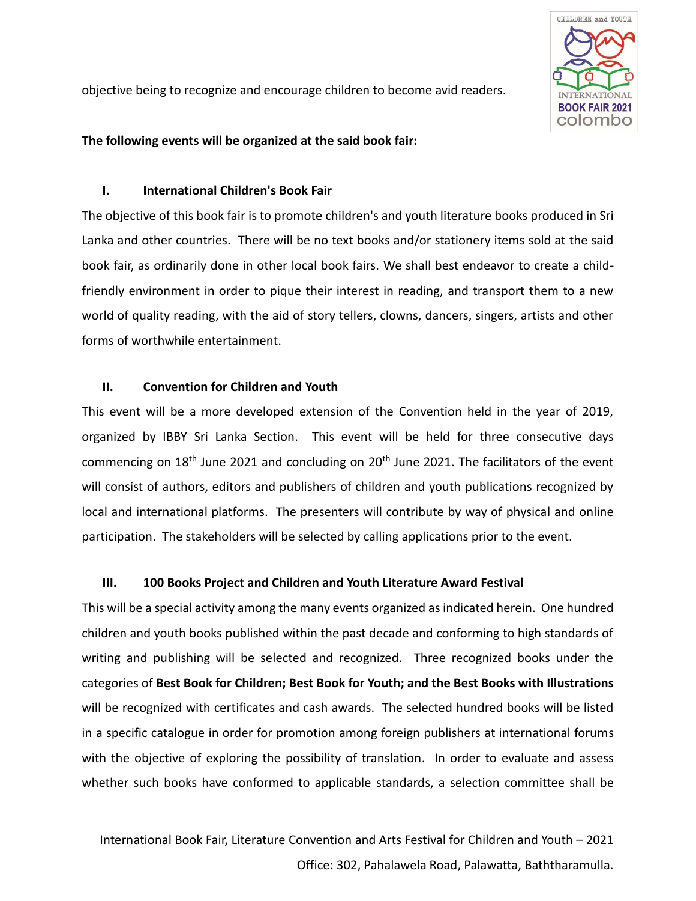objective being to recognize and encourage children to become avid readers.

**The following events will be organized at the said book fair:**

### I. International Children's Book Fair

The objective of this book fair is to promote children's and youth literature books produced in Sri Lanka and other countries. There will be no text books and/or stationery items sold at the said book fair, as ordinarily done in other local book fairs. We shall best endeavor to create a child-friendly environment in order to pique their interest in reading, and transport them to a new world of quality reading, with the aid of story tellers, clowns, dancers, singers, artists and other forms of worthwhile entertainment.

### II. Convention for Children and Youth

This event will be a more developed extension of the Convention held in the year of 2019, organized by IBBY Sri Lanka Section. This event will be held for three consecutive days commencing on 18th June 2021 and concluding on 20th June 2021. The facilitators of the event will consist of authors, editors and publishers of children and youth publications recognized by local and international platforms. The presenters will contribute by way of physical and online participation. The stakeholders will be selected by calling applications prior to the event.

### III. 100 Books Project and Children and Youth Literature Award Festival

This will be a special activity among the many events organized as indicated herein. One hundred children and youth books published within the past decade and conforming to high standards of writing and publishing will be selected and recognized. Three recognized books under the categories of **Best Book for Children; Best Book for Youth; and the Best Books with Illustrations** will be recognized with certificates and cash awards. The selected hundred books will be listed in a specific catalogue in order for promotion among foreign publishers at international forums with the objective of exploring the possibility of translation. In order to evaluate and assess whether such books have conformed to applicable standards, a selection committee shall be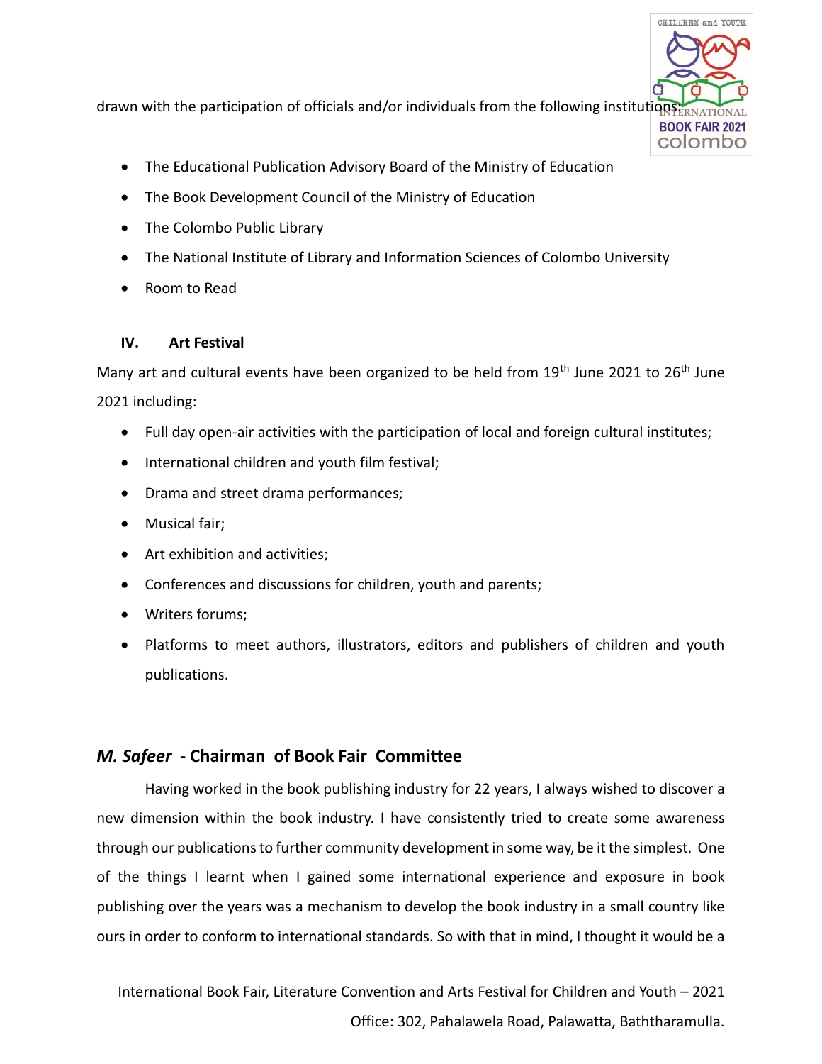drawn with the participation of officials and/or individuals from the following institutions:

- The Educational Publication Advisory Board of the Ministry of Education
- The Book Development Council of the Ministry of Education
- The Colombo Public Library
- The National Institute of Library and Information Sciences of Colombo University
- Room to Read

### IV. Art Festival

Many art and cultural events have been organized to be held from 19th June 2021 to 26th June 2021 including:

- Full day open-air activities with the participation of local and foreign cultural institutes;
- International children and youth film festival;
- Drama and street drama performances;
- Musical fair;
- Art exhibition and activities;
- Conferences and discussions for children, youth and parents;
- Writers forums;
- Platforms to meet authors, illustrators, editors and publishers of children and youth publications.

## *M. Safeer* - Chairman of Book Fair Committee

Having worked in the book publishing industry for 22 years, I always wished to discover a new dimension within the book industry. I have consistently tried to create some awareness through our publications to further community development in some way, be it the simplest. One of the things I learnt when I gained some international experience and exposure in book publishing over the years was a mechanism to develop the book industry in a small country like ours in order to conform to international standards. So with that in mind, I thought it would be a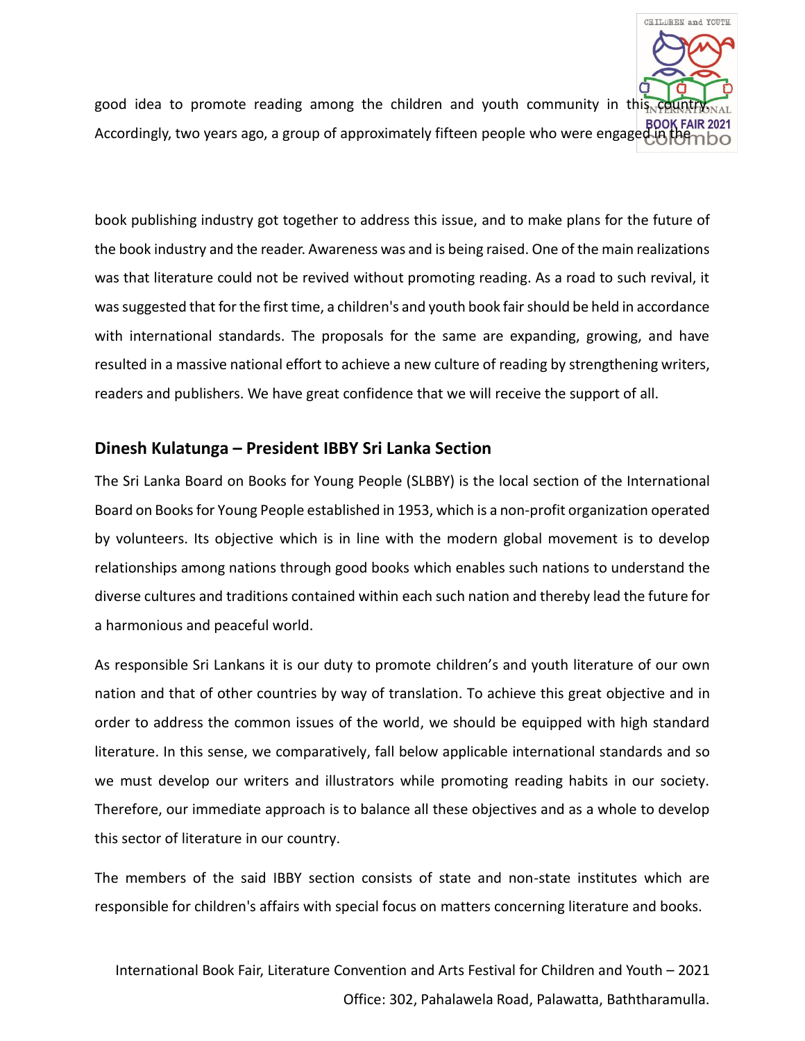good idea to promote reading among the children and youth community in this country. Accordingly, two years ago, a group of approximately fifteen people who were engaged in the book publishing industry got together to address this issue, and to make plans for the future of the book industry and the reader. Awareness was and is being raised. One of the main realizations was that literature could not be revived without promoting reading. As a road to such revival, it was suggested that for the first time, a children's and youth book fair should be held in accordance with international standards. The proposals for the same are expanding, growing, and have resulted in a massive national effort to achieve a new culture of reading by strengthening writers, readers and publishers. We have great confidence that we will receive the support of all.

## Dinesh Kulatunga – President IBBY Sri Lanka Section

The Sri Lanka Board on Books for Young People (SLBBY) is the local section of the International Board on Books for Young People established in 1953, which is a non-profit organization operated by volunteers. Its objective which is in line with the modern global movement is to develop relationships among nations through good books which enables such nations to understand the diverse cultures and traditions contained within each such nation and thereby lead the future for a harmonious and peaceful world.

As responsible Sri Lankans it is our duty to promote children's and youth literature of our own nation and that of other countries by way of translation. To achieve this great objective and in order to address the common issues of the world, we should be equipped with high standard literature. In this sense, we comparatively, fall below applicable international standards and so we must develop our writers and illustrators while promoting reading habits in our society. Therefore, our immediate approach is to balance all these objectives and as a whole to develop this sector of literature in our country.

The members of the said IBBY section consists of state and non-state institutes which are responsible for children's affairs with special focus on matters concerning literature and books.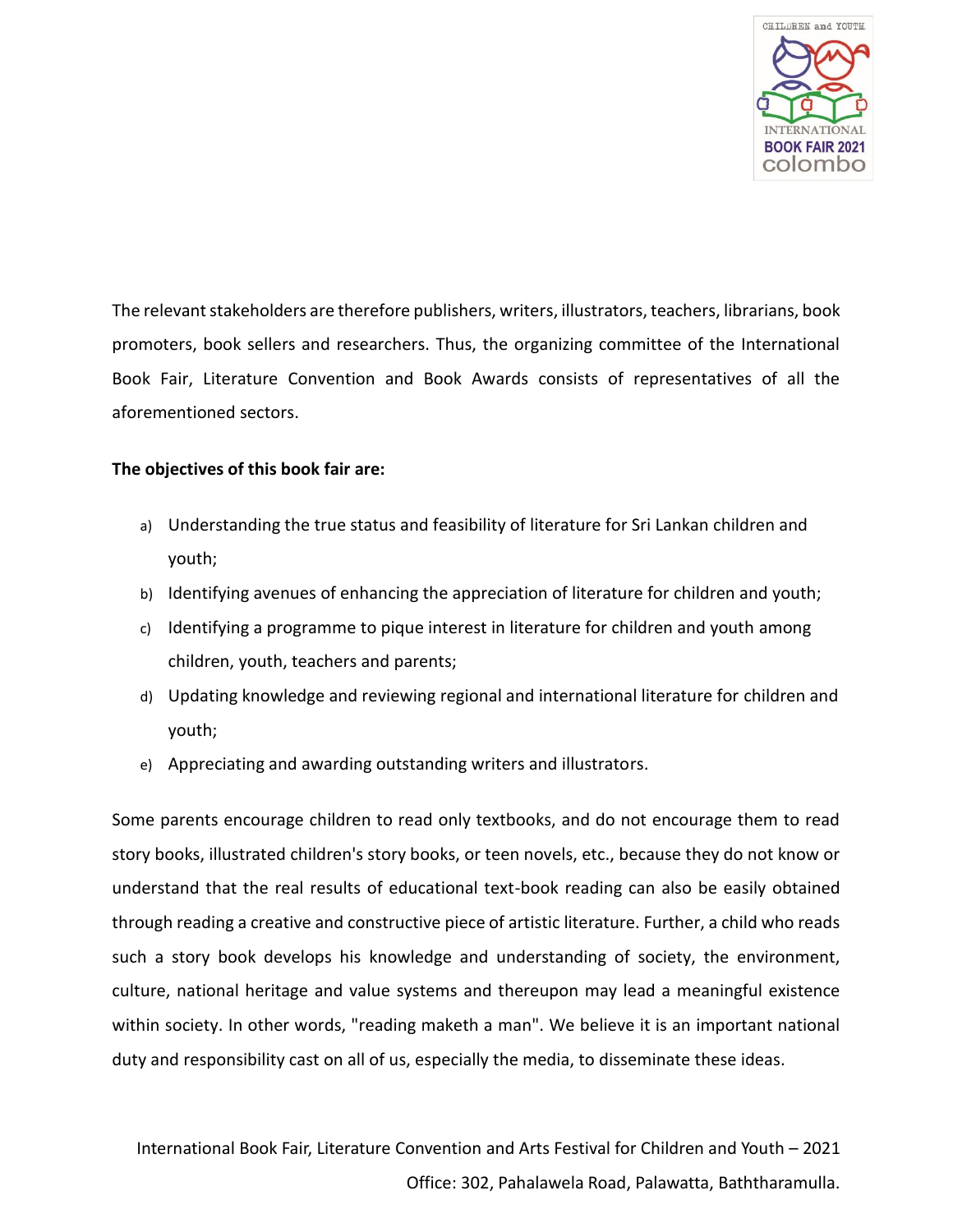The relevant stakeholders are therefore publishers, writers, illustrators, teachers, librarians, book promoters, book sellers and researchers. Thus, the organizing committee of the International Book Fair, Literature Convention and Book Awards consists of representatives of all the aforementioned sectors.

**The objectives of this book fair are:**

a) Understanding the true status and feasibility of literature for Sri Lankan children and youth;
b) Identifying avenues of enhancing the appreciation of literature for children and youth;
c) Identifying a programme to pique interest in literature for children and youth among children, youth, teachers and parents;
d) Updating knowledge and reviewing regional and international literature for children and youth;
e) Appreciating and awarding outstanding writers and illustrators.

Some parents encourage children to read only textbooks, and do not encourage them to read story books, illustrated children's story books, or teen novels, etc., because they do not know or understand that the real results of educational text-book reading can also be easily obtained through reading a creative and constructive piece of artistic literature. Further, a child who reads such a story book develops his knowledge and understanding of society, the environment, culture, national heritage and value systems and thereupon may lead a meaningful existence within society. In other words, "reading maketh a man". We believe it is an important national duty and responsibility cast on all of us, especially the media, to disseminate these ideas.